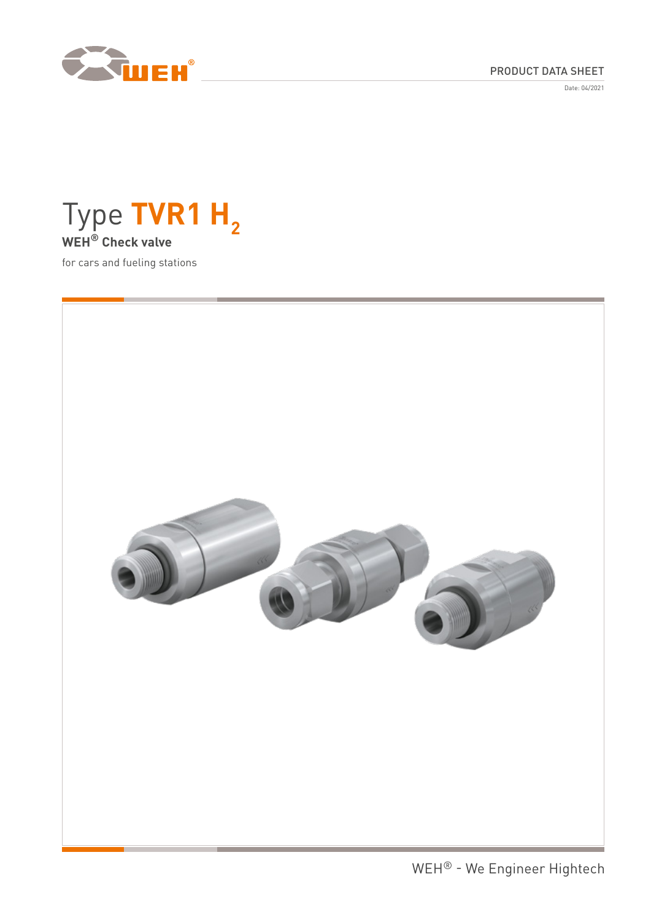PRODUCT DATA SHEET

Date: 04/2021

# Type TVR1 $H_2$

**WEH® Check valve**

for cars and fueling stations

WEH® - We Engineer Hightech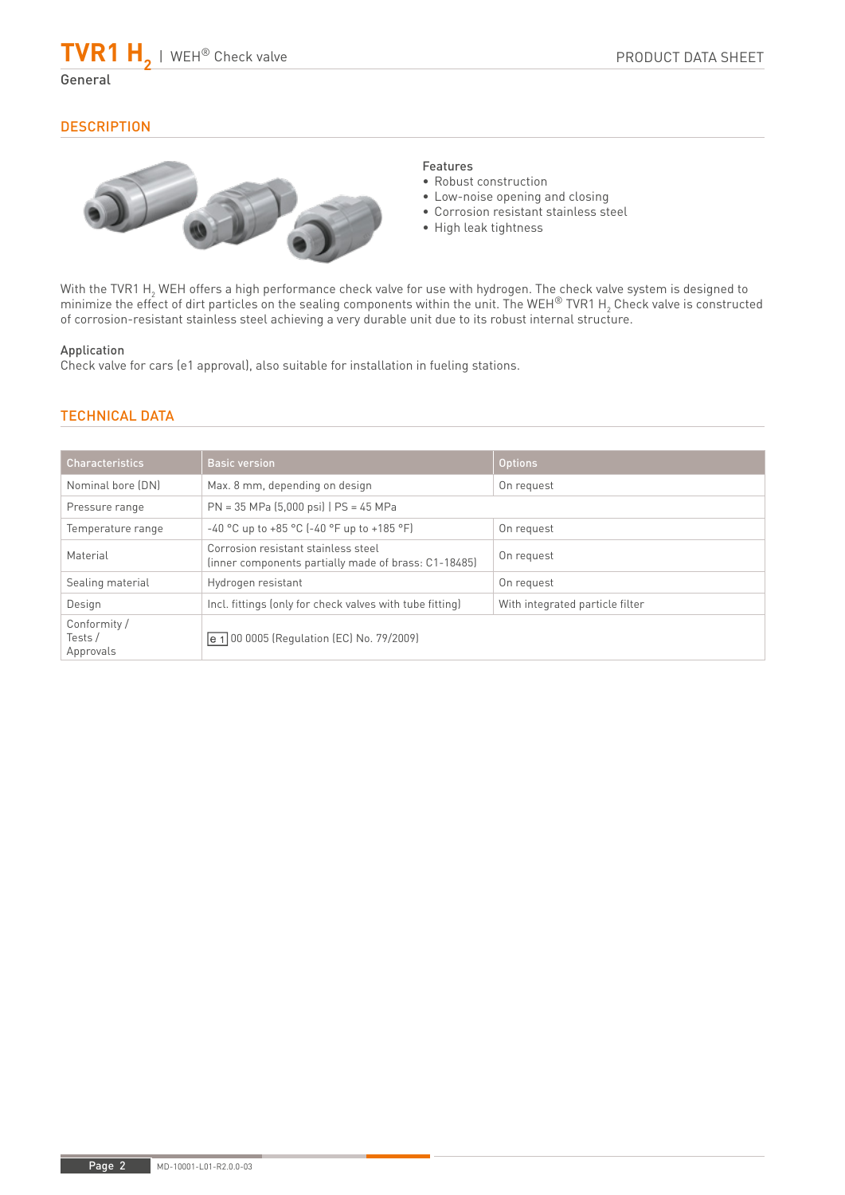# TVR1 $H_2$ | WEH® Check valve

General

## DESCRIPTION

### Features

- Robust construction
- Low-noise opening and closing
- Corrosion resistant stainless steel
- High leak tightness

With the TVR1 $H_2$ WEH offers a high performance check valve for use with hydrogen. The check valve system is designed to minimize the effect of dirt particles on the sealing components within the unit. The WEH® TVR1 $H_2$ Check valve is constructed of corrosion-resistant stainless steel achieving a very durable unit due to its robust internal structure.

### Application

Check valve for cars (e1 approval), also suitable for installation in fueling stations.

## TECHNICAL DATA

| Characteristics | Basic version | Options |
|---|---|---|
| Nominal bore (DN) | Max. 8 mm, depending on design | On request |
| Pressure range | PN = 35 MPa (5,000 psi) \| PS = 45 MPa | |
| Temperature range | -40 °C up to +85 °C (-40 °F up to +185 °F) | On request |
| Material | Corrosion resistant stainless steel (inner components partially made of brass: C1-18485) | On request |
| Sealing material | Hydrogen resistant | On request |
| Design | Incl. fittings (only for check valves with tube fitting) | With integrated particle filter |
| Conformity / Tests / Approvals | e 1 00 0005 (Regulation (EC) No. 79/2009) | |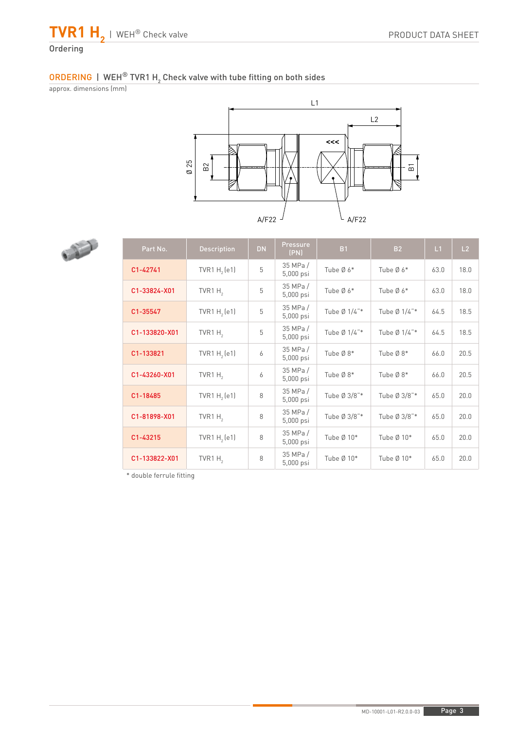## Ordering

### ORDERING | WEH® TVR1 $H_2$ Check valve with tube fitting on both sides

approx. dimensions (mm)

| Part No. | Description | DN | Pressure (PN) | B1 | B2 | L1 | L2 |
|---|---|---|---|---|---|---|---|
| C1-42741 | TVR1 $H_2$ (e1) | 5 | 35 MPa / 5,000 psi | Tube Ø 6* | Tube Ø 6* | 63.0 | 18.0 |
| C1-33824-X01 | TVR1 $H_2$ | 5 | 35 MPa / 5,000 psi | Tube Ø 6* | Tube Ø 6* | 63.0 | 18.0 |
| C1-35547 | TVR1 $H_2$ (e1) | 5 | 35 MPa / 5,000 psi | Tube Ø 1/4"* | Tube Ø 1/4"* | 64.5 | 18.5 |
| C1-133820-X01 | TVR1 $H_2$ | 5 | 35 MPa / 5,000 psi | Tube Ø 1/4"* | Tube Ø 1/4"* | 64.5 | 18.5 |
| C1-133821 | TVR1 $H_2$ (e1) | 6 | 35 MPa / 5,000 psi | Tube Ø 8* | Tube Ø 8* | 66.0 | 20.5 |
| C1-43260-X01 | TVR1 $H_2$ | 6 | 35 MPa / 5,000 psi | Tube Ø 8* | Tube Ø 8* | 66.0 | 20.5 |
| C1-18485 | TVR1 $H_2$ (e1) | 8 | 35 MPa / 5,000 psi | Tube Ø 3/8"* | Tube Ø 3/8"* | 65.0 | 20.0 |
| C1-81898-X01 | TVR1 $H_2$ | 8 | 35 MPa / 5,000 psi | Tube Ø 3/8"* | Tube Ø 3/8"* | 65.0 | 20.0 |
| C1-43215 | TVR1 $H_2$ (e1) | 8 | 35 MPa / 5,000 psi | Tube Ø 10* | Tube Ø 10* | 65.0 | 20.0 |
| C1-133822-X01 | TVR1 $H_2$ | 8 | 35 MPa / 5,000 psi | Tube Ø 10* | Tube Ø 10* | 65.0 | 20.0 |

* double ferrule fitting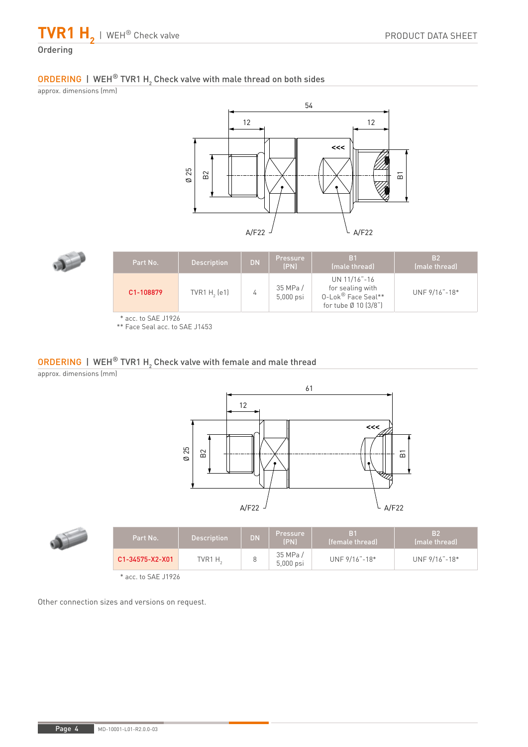## Ordering

### ORDERING | WEH® TVR1 $H_2$ Check valve with male thread on both sides

approx. dimensions (mm)

54

12 12

Ø 25 B2 B1

A/F22 A/F22

| Part No. | Description | DN | Pressure (PN) | B1 (male thread) | B2 (male thread) |
|---|---|---|---|---|---|
| C1-108879 | TVR1 $H_2$ (e1) | 4 | 35 MPa / 5,000 psi | UN 11/16"-16 for sealing with O-Lok® Face Seal** for tube Ø 10 (3/8") | UNF 9/16"-18* |

\* acc. to SAE J1926
\** Face Seal acc. to SAE J1453

### ORDERING | WEH® TVR1 $H_2$ Check valve with female and male thread

approx. dimensions (mm)

61

12

Ø 25 B2 B1

A/F22 A/F22

| Part No. | Description | DN | Pressure (PN) | B1 (female thread) | B2 (male thread) |
|---|---|---|---|---|---|
| C1-34575-X2-X01 | TVR1 $H_2$ | 8 | 35 MPa / 5,000 psi | UNF 9/16"-18* | UNF 9/16"-18* |

\* acc. to SAE J1926

Other connection sizes and versions on request.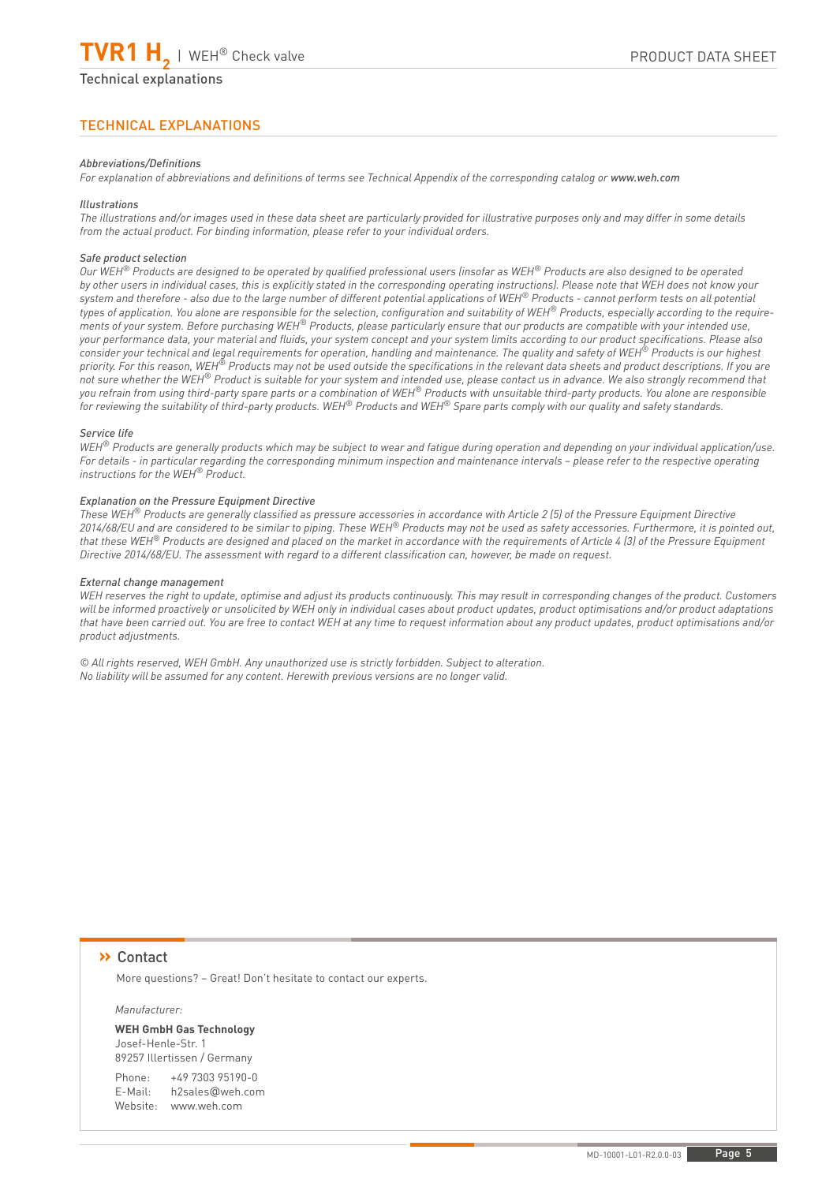## TECHNICAL EXPLANATIONS

*Abbreviations/Definitions*
*For explanation of abbreviations and definitions of terms see Technical Appendix of the corresponding catalog or www.weh.com*

*Illustrations*
*The illustrations and/or images used in these data sheet are particularly provided for illustrative purposes only and may differ in some details from the actual product. For binding information, please refer to your individual orders.*

*Safe product selection*
*Our WEH® Products are designed to be operated by qualified professional users (insofar as WEH® Products are also designed to be operated by other users in individual cases, this is explicitly stated in the corresponding operating instructions). Please note that WEH does not know your system and therefore - also due to the large number of different potential applications of WEH® Products - cannot perform tests on all potential types of application. You alone are responsible for the selection, configuration and suitability of WEH® Products, especially according to the requirements of your system. Before purchasing WEH® Products, please particularly ensure that our products are compatible with your intended use, your performance data, your material and fluids, your system concept and your system limits according to our product specifications. Please also consider your technical and legal requirements for operation, handling and maintenance. The quality and safety of WEH® Products is our highest priority. For this reason, WEH® Products may not be used outside the specifications in the relevant data sheets and product descriptions. If you are not sure whether the WEH® Product is suitable for your system and intended use, please contact us in advance. We also strongly recommend that you refrain from using third-party spare parts or a combination of WEH® Products with unsuitable third-party products. You alone are responsible for reviewing the suitability of third-party products. WEH® Products and WEH® Spare parts comply with our quality and safety standards.*

*Service life*
*WEH® Products are generally products which may be subject to wear and fatigue during operation and depending on your individual application/use. For details - in particular regarding the corresponding minimum inspection and maintenance intervals – please refer to the respective operating instructions for the WEH® Product.*

*Explanation on the Pressure Equipment Directive*
*These WEH® Products are generally classified as pressure accessories in accordance with Article 2 (5) of the Pressure Equipment Directive 2014/68/EU and are considered to be similar to piping. These WEH® Products may not be used as safety accessories. Furthermore, it is pointed out, that these WEH® Products are designed and placed on the market in accordance with the requirements of Article 4 (3) of the Pressure Equipment Directive 2014/68/EU. The assessment with regard to a different classification can, however, be made on request.*

*External change management*
*WEH reserves the right to update, optimise and adjust its products continuously. This may result in corresponding changes of the product. Customers will be informed proactively or unsolicited by WEH only in individual cases about product updates, product optimisations and/or product adaptations that have been carried out. You are free to contact WEH at any time to request information about any product updates, product optimisations and/or product adjustments.*

*© All rights reserved, WEH GmbH. Any unauthorized use is strictly forbidden. Subject to alteration.*
*No liability will be assumed for any content. Herewith previous versions are no longer valid.*

### » Contact

More questions? – Great! Don't hesitate to contact our experts.

*Manufacturer:*

**WEH GmbH Gas Technology**
Josef-Henle-Str. 1
89257 Illertissen / Germany

Phone: +49 7303 95190-0
E-Mail: h2sales@weh.com
Website: www.weh.com

MD-10001-L01-R2.0.0-03